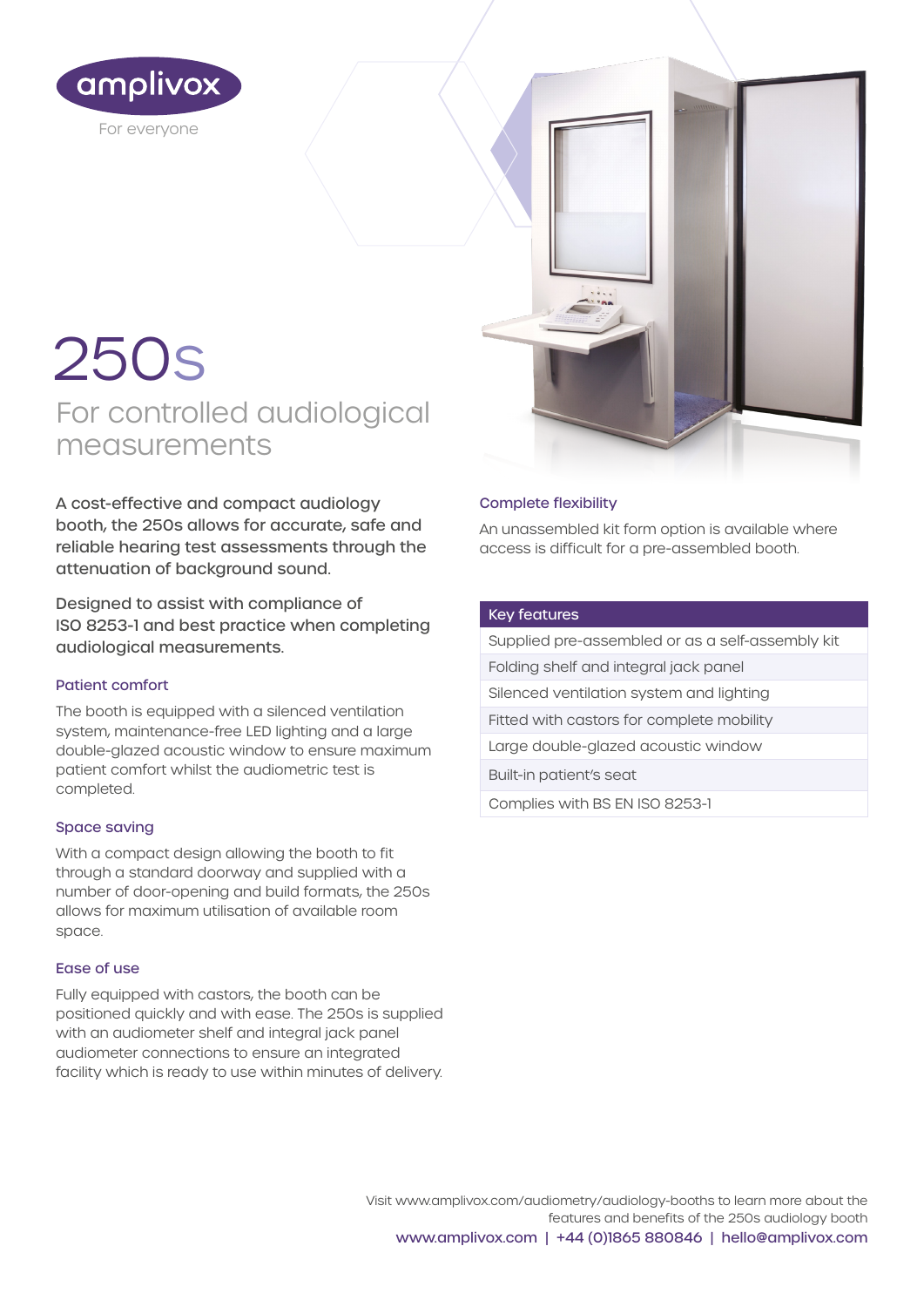amplivox

For everyone

# 250s

## For controlled audiological measurements

A cost-effective and compact audiology booth, the 250s allows for accurate, safe and reliable hearing test assessments through the attenuation of background sound.

Designed to assist with compliance of ISO 8253-1 and best practice when completing audiological measurements.

### Patient comfort

The booth is equipped with a silenced ventilation system, maintenance-free LED lighting and a large double-glazed acoustic window to ensure maximum patient comfort whilst the audiometric test is completed.

### Space saving

With a compact design allowing the booth to fit through a standard doorway and supplied with a number of door-opening and build formats, the 250s allows for maximum utilisation of available room space.

### Ease of use

Fully equipped with castors, the booth can be positioned quickly and with ease. The 250s is supplied with an audiometer shelf and integral jack panel audiometer connections to ensure an integrated facility which is ready to use within minutes of delivery.

### Complete flexibility

An unassembled kit form option is available where access is difficult for a pre-assembled booth.

| Key features |
| --- |
| Supplied pre-assembled or as a self-assembly kit |
| Folding shelf and integral jack panel |
| Silenced ventilation system and lighting |
| Fitted with castors for complete mobility |
| Large double-glazed acoustic window |
| Built-in patient's seat |
| Complies with BS EN ISO 8253-1 |

Visit www.amplivox.com/audiometry/audiology-booths to learn more about the features and benefits of the 250s audiology booth

www.amplivox.com | +44 (0)1865 880846 | hello@amplivox.com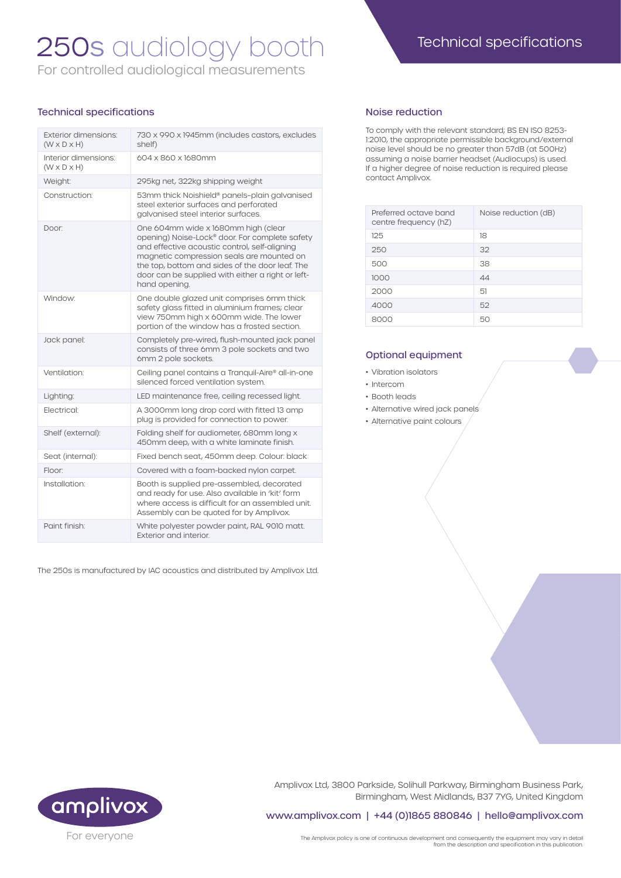# 250s audiology booth

For controlled audiological measurements

## Technical specifications

### Technical specifications

| | |
|---|---|
| Exterior dimensions: (W x D x H) | 730 x 990 x 1945mm (includes castors, excludes shelf) |
| Interior dimensions: (W x D x H) | 604 x 860 x 1680mm |
| Weight: | 295kg net, 322kg shipping weight |
| Construction: | 53mm thick Noishield® panels-plain galvanised steel exterior surfaces and perforated galvanised steel interior surfaces. |
| Door: | One 604mm wide x 1680mm high (clear opening) Noise-Lock® door. For complete safety and effective acoustic control, self-aligning magnetic compression seals are mounted on the top, bottom and sides of the door leaf. The door can be supplied with either a right or left-hand opening. |
| Window: | One double glazed unit comprises 6mm thick safety glass fitted in aluminium frames; clear view 750mm high x 600mm wide. The lower portion of the window has a frosted section. |
| Jack panel: | Completely pre-wired, flush-mounted jack panel consists of three 6mm 3 pole sockets and two 6mm 2 pole sockets. |
| Ventilation: | Ceiling panel contains a Tranquil-Aire® all-in-one silenced forced ventilation system. |
| Lighting: | LED maintenance free, ceiling recessed light. |
| Electrical: | A 3000mm long drop cord with fitted 13 amp plug is provided for connection to power. |
| Shelf (external): | Folding shelf for audiometer, 680mm long x 450mm deep, with a white laminate finish. |
| Seat (internal): | Fixed bench seat, 450mm deep. Colour: black |
| Floor: | Covered with a foam-backed nylon carpet. |
| Installation: | Booth is supplied pre-assembled, decorated and ready for use. Also available in 'kit' form where access is difficult for an assembled unit. Assembly can be quoted for by Amplivox. |
| Paint finish: | White polyester powder paint, RAL 9010 matt. Exterior and interior. |

The 250s is manufactured by IAC acoustics and distributed by Amplivox Ltd.

### Noise reduction

To comply with the relevant standard; BS EN ISO 8253-1:2010, the appropriate permissible background/external noise level should be no greater than 57dB (at 500Hz) assuming a noise barrier headset (Audiocups) is used. If a higher degree of noise reduction is required please contact Amplivox.

| Preferred octave band centre frequency (hZ) | Noise reduction (dB) |
|---|---|
| 125 | 18 |
| 250 | 32 |
| 500 | 38 |
| 1000 | 44 |
| 2000 | 51 |
| 4000 | 52 |
| 8000 | 50 |

### Optional equipment

- Vibration isolators
- Intercom
- Booth leads
- Alternative wired jack panels
- Alternative paint colours

amplivox

For everyone

Amplivox Ltd, 3800 Parkside, Solihull Parkway, Birmingham Business Park, Birmingham, West Midlands, B37 7YG, United Kingdom

www.amplivox.com | +44 (0)1865 880846 | hello@amplivox.com

The Amplivox policy is one of continuous development and consequently the equipment may vary in detail from the description and specification in this publication.